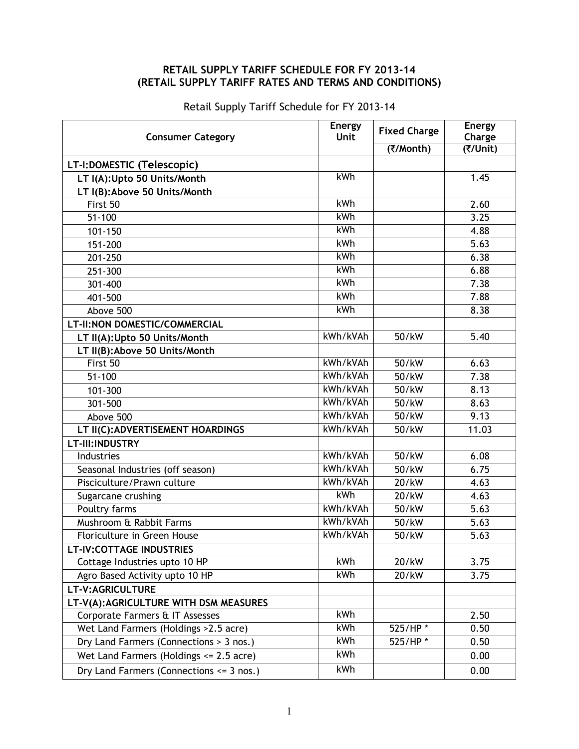**RETAIL SUPPLY TARIFF SCHEDULE FOR FY 2013-14**
**(RETAIL SUPPLY TARIFF RATES AND TERMS AND CONDITIONS)**

Retail Supply Tariff Schedule for FY 2013-14

| Consumer Category | Energy Unit | Fixed Charge | Energy Charge |
|---|---|---|---|
| | | (₹/Month) | (₹/Unit) |
| **LT-I:DOMESTIC (Telescopic)** | | | |
| **LT I(A):Upto 50 Units/Month** | kWh | | 1.45 |
| **LT I(B):Above 50 Units/Month** | | | |
| First 50 | kWh | | 2.60 |
| 51-100 | kWh | | 3.25 |
| 101-150 | kWh | | 4.88 |
| 151-200 | kWh | | 5.63 |
| 201-250 | kWh | | 6.38 |
| 251-300 | kWh | | 6.88 |
| 301-400 | kWh | | 7.38 |
| 401-500 | kWh | | 7.88 |
| Above 500 | kWh | | 8.38 |
| **LT-II:NON DOMESTIC/COMMERCIAL** | | | |
| **LT II(A):Upto 50 Units/Month** | kWh/kVAh | 50/kW | 5.40 |
| **LT II(B):Above 50 Units/Month** | | | |
| First 50 | kWh/kVAh | 50/kW | 6.63 |
| 51-100 | kWh/kVAh | 50/kW | 7.38 |
| 101-300 | kWh/kVAh | 50/kW | 8.13 |
| 301-500 | kWh/kVAh | 50/kW | 8.63 |
| Above 500 | kWh/kVAh | 50/kW | 9.13 |
| **LT II(C):ADVERTISEMENT HOARDINGS** | kWh/kVAh | 50/kW | 11.03 |
| **LT-III:INDUSTRY** | | | |
| Industries | kWh/kVAh | 50/kW | 6.08 |
| Seasonal Industries (off season) | kWh/kVAh | 50/kW | 6.75 |
| Pisciculture/Prawn culture | kWh/kVAh | 20/kW | 4.63 |
| Sugarcane crushing | kWh | 20/kW | 4.63 |
| Poultry farms | kWh/kVAh | 50/kW | 5.63 |
| Mushroom & Rabbit Farms | kWh/kVAh | 50/kW | 5.63 |
| Floriculture in Green House | kWh/kVAh | 50/kW | 5.63 |
| **LT-IV:COTTAGE INDUSTRIES** | | | |
| Cottage Industries upto 10 HP | kWh | 20/kW | 3.75 |
| Agro Based Activity upto 10 HP | kWh | 20/kW | 3.75 |
| **LT-V:AGRICULTURE** | | | |
| **LT-V(A):AGRICULTURE WITH DSM MEASURES** | | | |
| Corporate Farmers & IT Assesses | kWh | | 2.50 |
| Wet Land Farmers (Holdings >2.5 acre) | kWh | 525/HP * | 0.50 |
| Dry Land Farmers (Connections > 3 nos.) | kWh | 525/HP * | 0.50 |
| Wet Land Farmers (Holdings <= 2.5 acre) | kWh | | 0.00 |
| Dry Land Farmers (Connections <= 3 nos.) | kWh | | 0.00 |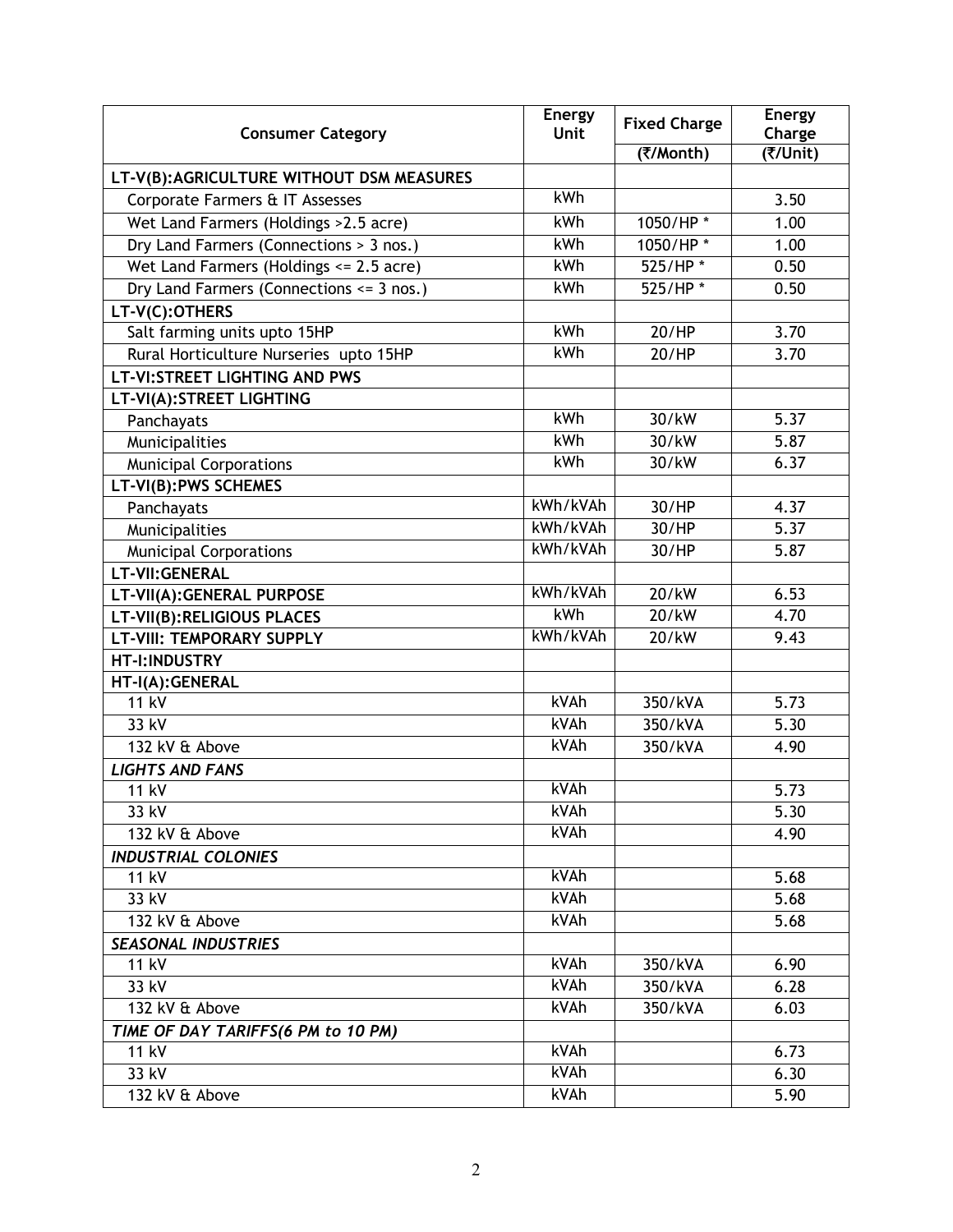| Consumer Category | Energy Unit | Fixed Charge | Energy Charge |
|---|---|---|---|
| | | (₹/Month) | (₹/Unit) |
| **LT-V(B):AGRICULTURE WITHOUT DSM MEASURES** | | | |
| Corporate Farmers & IT Assesses | kWh | | 3.50 |
| Wet Land Farmers (Holdings >2.5 acre) | kWh | 1050/HP * | 1.00 |
| Dry Land Farmers (Connections > 3 nos.) | kWh | 1050/HP * | 1.00 |
| Wet Land Farmers (Holdings <= 2.5 acre) | kWh | 525/HP * | 0.50 |
| Dry Land Farmers (Connections <= 3 nos.) | kWh | 525/HP * | 0.50 |
| **LT-V(C):OTHERS** | | | |
| Salt farming units upto 15HP | kWh | 20/HP | 3.70 |
| Rural Horticulture Nurseries upto 15HP | kWh | 20/HP | 3.70 |
| **LT-VI:STREET LIGHTING AND PWS** | | | |
| **LT-VI(A):STREET LIGHTING** | | | |
| Panchayats | kWh | 30/kW | 5.37 |
| Municipalities | kWh | 30/kW | 5.87 |
| Municipal Corporations | kWh | 30/kW | 6.37 |
| **LT-VI(B):PWS SCHEMES** | | | |
| Panchayats | kWh/kVAh | 30/HP | 4.37 |
| Municipalities | kWh/kVAh | 30/HP | 5.37 |
| Municipal Corporations | kWh/kVAh | 30/HP | 5.87 |
| **LT-VII:GENERAL** | | | |
| **LT-VII(A):GENERAL PURPOSE** | kWh/kVAh | 20/kW | 6.53 |
| **LT-VII(B):RELIGIOUS PLACES** | kWh | 20/kW | 4.70 |
| **LT-VIII: TEMPORARY SUPPLY** | kWh/kVAh | 20/kW | 9.43 |
| **HT-I:INDUSTRY** | | | |
| **HT-I(A):GENERAL** | | | |
| 11 kV | kVAh | 350/kVA | 5.73 |
| 33 kV | kVAh | 350/kVA | 5.30 |
| 132 kV & Above | kVAh | 350/kVA | 4.90 |
| ***LIGHTS AND FANS*** | | | |
| 11 kV | kVAh | | 5.73 |
| 33 kV | kVAh | | 5.30 |
| 132 kV & Above | kVAh | | 4.90 |
| ***INDUSTRIAL COLONIES*** | | | |
| 11 kV | kVAh | | 5.68 |
| 33 kV | kVAh | | 5.68 |
| 132 kV & Above | kVAh | | 5.68 |
| ***SEASONAL INDUSTRIES*** | | | |
| 11 kV | kVAh | 350/kVA | 6.90 |
| 33 kV | kVAh | 350/kVA | 6.28 |
| 132 kV & Above | kVAh | 350/kVA | 6.03 |
| ***TIME OF DAY TARIFFS(6 PM to 10 PM)*** | | | |
| 11 kV | kVAh | | 6.73 |
| 33 kV | kVAh | | 6.30 |
| 132 kV & Above | kVAh | | 5.90 |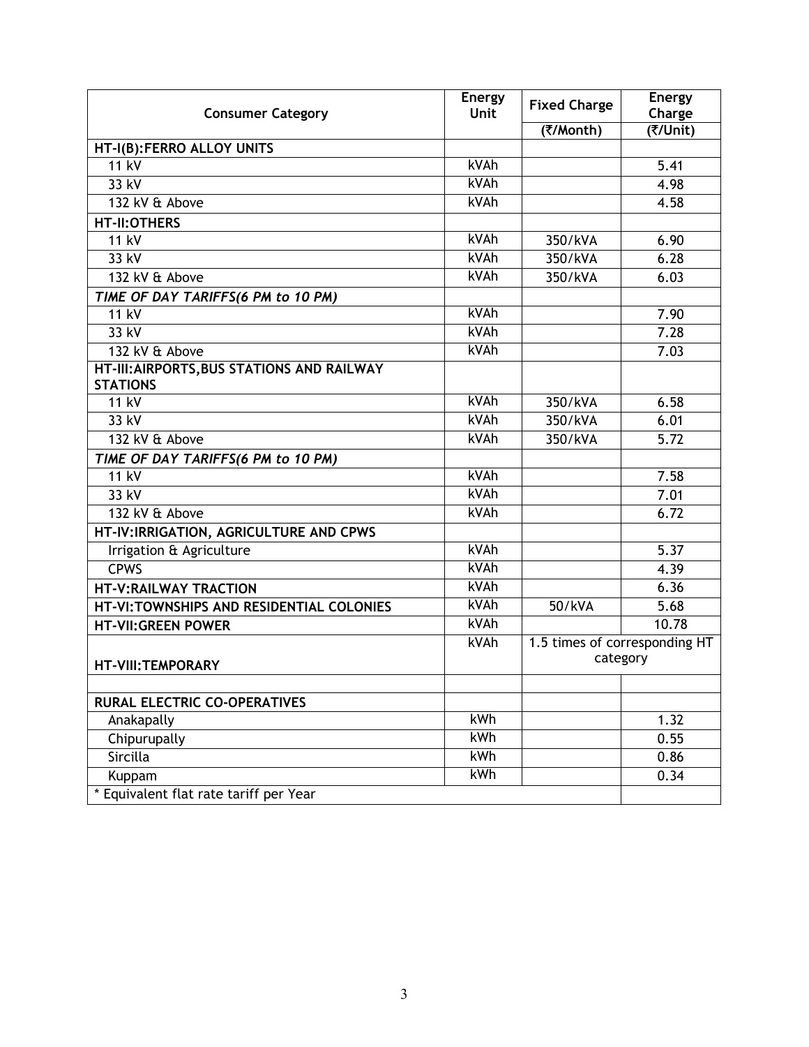| Consumer Category | Energy Unit | Fixed Charge | Energy Charge |
|---|---|---|---|
| | | (₹/Month) | (₹/Unit) |
| **HT-I(B):FERRO ALLOY UNITS** | | | |
| 11 kV | kVAh | | 5.41 |
| 33 kV | kVAh | | 4.98 |
| 132 kV & Above | kVAh | | 4.58 |
| **HT-II:OTHERS** | | | |
| 11 kV | kVAh | 350/kVA | 6.90 |
| 33 kV | kVAh | 350/kVA | 6.28 |
| 132 kV & Above | kVAh | 350/kVA | 6.03 |
| ***TIME OF DAY TARIFFS(6 PM to 10 PM)*** | | | |
| 11 kV | kVAh | | 7.90 |
| 33 kV | kVAh | | 7.28 |
| 132 kV & Above | kVAh | | 7.03 |
| **HT-III:AIRPORTS,BUS STATIONS AND RAILWAY STATIONS** | | | |
| 11 kV | kVAh | 350/kVA | 6.58 |
| 33 kV | kVAh | 350/kVA | 6.01 |
| 132 kV & Above | kVAh | 350/kVA | 5.72 |
| ***TIME OF DAY TARIFFS(6 PM to 10 PM)*** | | | |
| 11 kV | kVAh | | 7.58 |
| 33 kV | kVAh | | 7.01 |
| 132 kV & Above | kVAh | | 6.72 |
| **HT-IV:IRRIGATION, AGRICULTURE AND CPWS** | | | |
| Irrigation & Agriculture | kVAh | | 5.37 |
| CPWS | kVAh | | 4.39 |
| **HT-V:RAILWAY TRACTION** | kVAh | | 6.36 |
| **HT-VI:TOWNSHIPS AND RESIDENTIAL COLONIES** | kVAh | 50/kVA | 5.68 |
| **HT-VII:GREEN POWER** | kVAh | | 10.78 |
| **HT-VIII:TEMPORARY** | kVAh | 1.5 times of corresponding HT category | |
| | | | |
| **RURAL ELECTRIC CO-OPERATIVES** | | | |
| Anakapally | kWh | | 1.32 |
| Chipurupally | kWh | | 0.55 |
| Sircilla | kWh | | 0.86 |
| Kuppam | kWh | | 0.34 |
| * Equivalent flat rate tariff per Year | | | |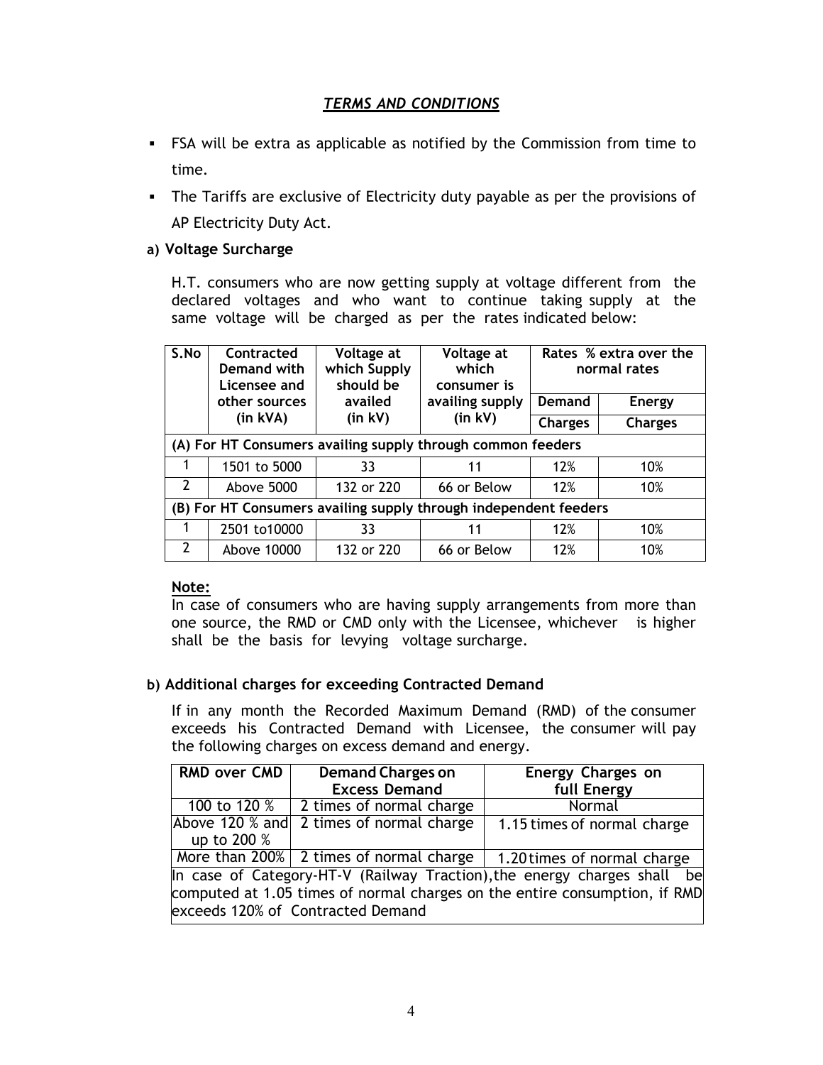## *TERMS AND CONDITIONS*

- FSA will be extra as applicable as notified by the Commission from time to time.
- The Tariffs are exclusive of Electricity duty payable as per the provisions of AP Electricity Duty Act.

**a) Voltage Surcharge**

H.T. consumers who are now getting supply at voltage different from the declared voltages and who want to continue taking supply at the same voltage will be charged as per the rates indicated below:

| S.No | Contracted Demand with Licensee and other sources (in kVA) | Voltage at which Supply should be availed (in kV) | Voltage at which consumer is availing supply (in kV) | Rates % extra over the normal rates | |
|---|---|---|---|---|---|
| | | | | Demand Charges | Energy Charges |
| **(A) For HT Consumers availing supply through common feeders** | | | | | |
| 1 | 1501 to 5000 | 33 | 11 | 12% | 10% |
| 2 | Above 5000 | 132 or 220 | 66 or Below | 12% | 10% |
| **(B) For HT Consumers availing supply through independent feeders** | | | | | |
| 1 | 2501 to10000 | 33 | 11 | 12% | 10% |
| 2 | Above 10000 | 132 or 220 | 66 or Below | 12% | 10% |

**Note:**
In case of consumers who are having supply arrangements from more than one source, the RMD or CMD only with the Licensee, whichever is higher shall be the basis for levying voltage surcharge.

**b) Additional charges for exceeding Contracted Demand**

If in any month the Recorded Maximum Demand (RMD) of the consumer exceeds his Contracted Demand with Licensee, the consumer will pay the following charges on excess demand and energy.

| RMD over CMD | Demand Charges on Excess Demand | Energy Charges on full Energy |
|---|---|---|
| 100 to 120 % | 2 times of normal charge | Normal |
| Above 120 % and up to 200 % | 2 times of normal charge | 1.15 times of normal charge |
| More than 200% | 2 times of normal charge | 1.20 times of normal charge |
| In case of Category-HT-V (Railway Traction), the energy charges shall be computed at 1.05 times of normal charges on the entire consumption, if RMD exceeds 120% of Contracted Demand | | |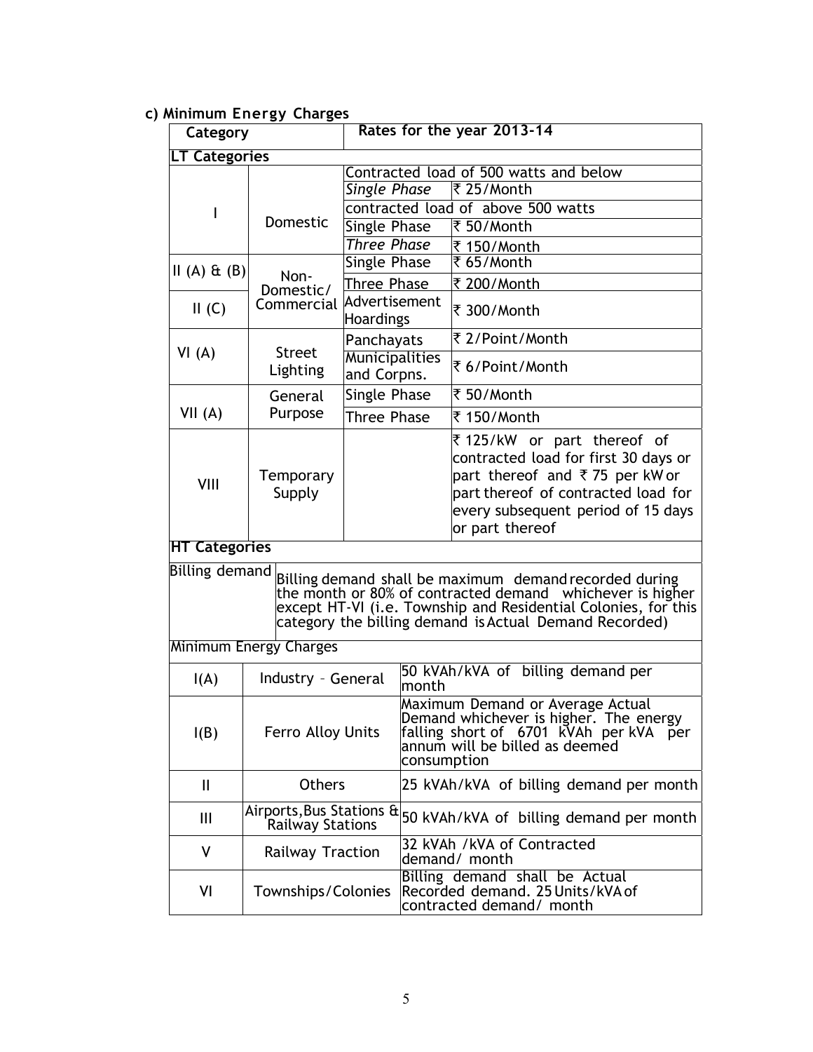### c) Minimum Energy Charges

| Category | | Rates for the year 2013-14 | |
|---|---|---|---|
| **LT Categories** | | | |
| I | Domestic | Contracted load of 500 watts and below | |
| | | *Single Phase* | ₹ 25/Month |
| | | contracted load of above 500 watts | |
| | | Single Phase | ₹ 50/Month |
| | | *Three Phase* | ₹ 150/Month |
| II (A) & (B) | Non-Domestic/ Commercial | Single Phase | ₹ 65/Month |
| | | Three Phase | ₹ 200/Month |
| II (C) | | Advertisement Hoardings | ₹ 300/Month |
| VI (A) | Street Lighting | Panchayats | ₹ 2/Point/Month |
| | | Municipalities and Corpns. | ₹ 6/Point/Month |
| VII (A) | General Purpose | Single Phase | ₹ 50/Month |
| | | Three Phase | ₹ 150/Month |
| VIII | Temporary Supply | | ₹ 125/kW or part thereof of contracted load for first 30 days or part thereof and ₹ 75 per kW or part thereof of contracted load for every subsequent period of 15 days or part thereof |
| **HT Categories** | | | |
| Billing demand | Billing demand shall be maximum demand recorded during the month or 80% of contracted demand whichever is higher except HT-VI (i.e. Township and Residential Colonies, for this category the billing demand is Actual Demand Recorded) | | |
| Minimum Energy Charges | | | |
| I(A) | Industry – General | 50 kVAh/kVA of billing demand per month | |
| I(B) | Ferro Alloy Units | Maximum Demand or Average Actual Demand whichever is higher. The energy falling short of 6701 kVAh per kVA per annum will be billed as deemed consumption | |
| II | Others | 25 kVAh/kVA of billing demand per month | |
| III | Airports, Bus Stations & Railway Stations | 50 kVAh/kVA of billing demand per month | |
| V | Railway Traction | 32 kVAh /kVA of Contracted demand/ month | |
| VI | Townships/Colonies | Billing demand shall be Actual Recorded demand. 25 Units/kVA of contracted demand/ month | |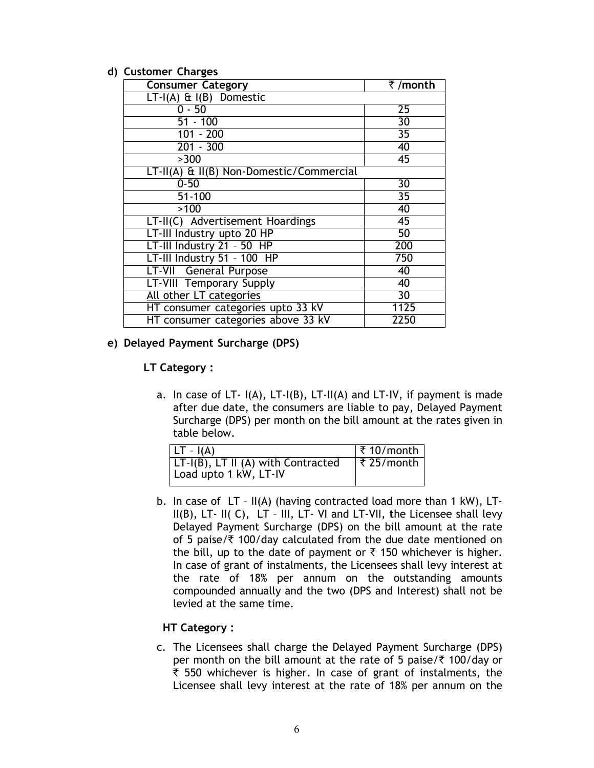**d) Customer Charges**

| Consumer Category | ₹ /month |
|---|---|
| LT-I(A) & I(B) Domestic | |
| 0 - 50 | 25 |
| 51 - 100 | 30 |
| 101 - 200 | 35 |
| 201 - 300 | 40 |
| >300 | 45 |
| LT-II(A) & II(B) Non-Domestic/Commercial | |
| 0-50 | 30 |
| 51-100 | 35 |
| >100 | 40 |
| LT-II(C) Advertisement Hoardings | 45 |
| LT-III Industry upto 20 HP | 50 |
| LT-III Industry 21 – 50 HP | 200 |
| LT-III Industry 51 – 100 HP | 750 |
| LT-VII General Purpose | 40 |
| LT-VIII Temporary Supply | 40 |
| All other LT categories | 30 |
| HT consumer categories upto 33 kV | 1125 |
| HT consumer categories above 33 kV | 2250 |

**e) Delayed Payment Surcharge (DPS)**

**LT Category :**

a. In case of LT- I(A), LT-I(B), LT-II(A) and LT-IV, if payment is made after due date, the consumers are liable to pay, Delayed Payment Surcharge (DPS) per month on the bill amount at the rates given in table below.

| LT – I(A) | ₹ 10/month |
|---|---|
| LT-I(B), LT II (A) with Contracted Load upto 1 kW, LT-IV | ₹ 25/month |

b. In case of LT – II(A) (having contracted load more than 1 kW), LT-II(B), LT- II( C), LT – III, LT- VI and LT-VII, the Licensee shall levy Delayed Payment Surcharge (DPS) on the bill amount at the rate of 5 paise/₹ 100/day calculated from the due date mentioned on the bill, up to the date of payment or ₹ 150 whichever is higher. In case of grant of instalments, the Licensees shall levy interest at the rate of 18% per annum on the outstanding amounts compounded annually and the two (DPS and Interest) shall not be levied at the same time.

**HT Category :**

c. The Licensees shall charge the Delayed Payment Surcharge (DPS) per month on the bill amount at the rate of 5 paise/₹ 100/day or ₹ 550 whichever is higher. In case of grant of instalments, the Licensee shall levy interest at the rate of 18% per annum on the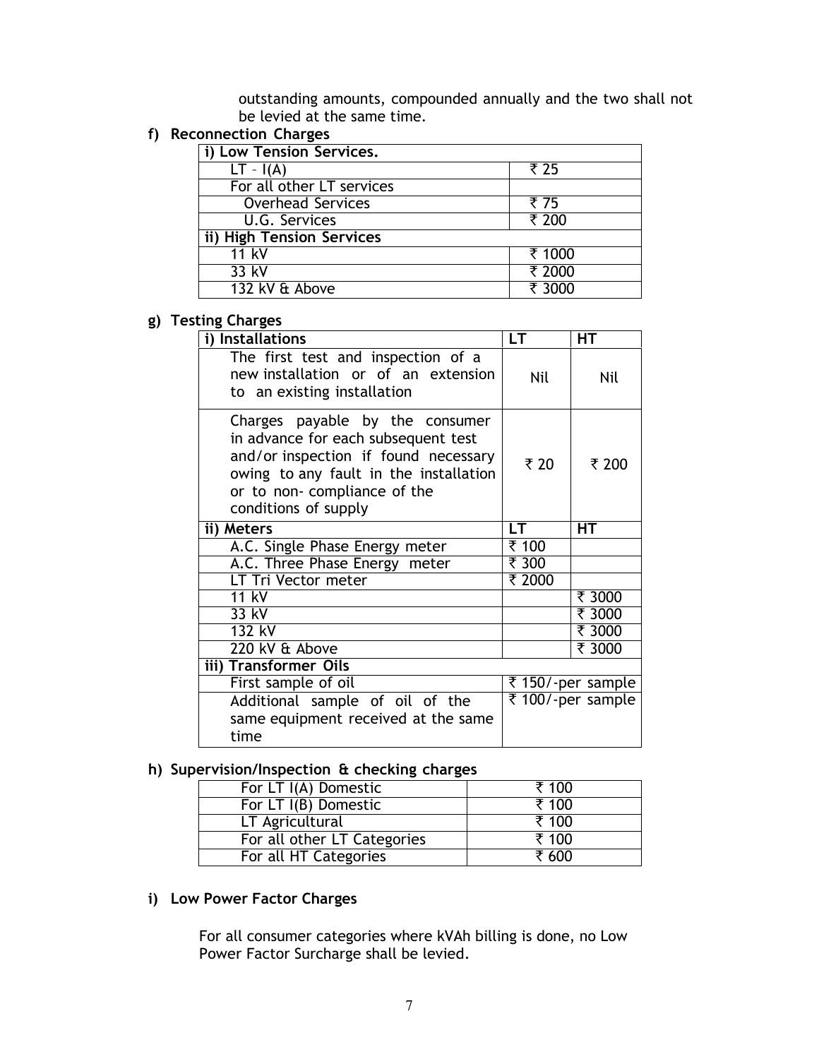outstanding amounts, compounded annually and the two shall not be levied at the same time.

**f) Reconnection Charges**

| i) Low Tension Services. | |
|---|---|
| LT – I(A) | ₹ 25 |
| For all other LT services | |
| Overhead Services | ₹ 75 |
| U.G. Services | ₹ 200 |
| **ii) High Tension Services** | |
| 11 kV | ₹ 1000 |
| 33 kV | ₹ 2000 |
| 132 kV & Above | ₹ 3000 |

**g) Testing Charges**

| i) Installations | LT | HT |
|---|---|---|
| The first test and inspection of a new installation or of an extension to an existing installation | Nil | Nil |
| Charges payable by the consumer in advance for each subsequent test and/or inspection if found necessary owing to any fault in the installation or to non- compliance of the conditions of supply | ₹ 20 | ₹ 200 |
| **ii) Meters** | **LT** | **HT** |
| A.C. Single Phase Energy meter | ₹ 100 | |
| A.C. Three Phase Energy meter | ₹ 300 | |
| LT Tri Vector meter | ₹ 2000 | |
| 11 kV | | ₹ 3000 |
| 33 kV | | ₹ 3000 |
| 132 kV | | ₹ 3000 |
| 220 kV & Above | | ₹ 3000 |
| **iii) Transformer Oils** | | |
| First sample of oil | ₹ 150/-per sample | |
| Additional sample of oil of the same equipment received at the same time | ₹ 100/-per sample | |

**h) Supervision/Inspection & checking charges**

| | |
|---|---|
| For LT I(A) Domestic | ₹ 100 |
| For LT I(B) Domestic | ₹ 100 |
| LT Agricultural | ₹ 100 |
| For all other LT Categories | ₹ 100 |
| For all HT Categories | ₹ 600 |

**i) Low Power Factor Charges**

For all consumer categories where kVAh billing is done, no Low Power Factor Surcharge shall be levied.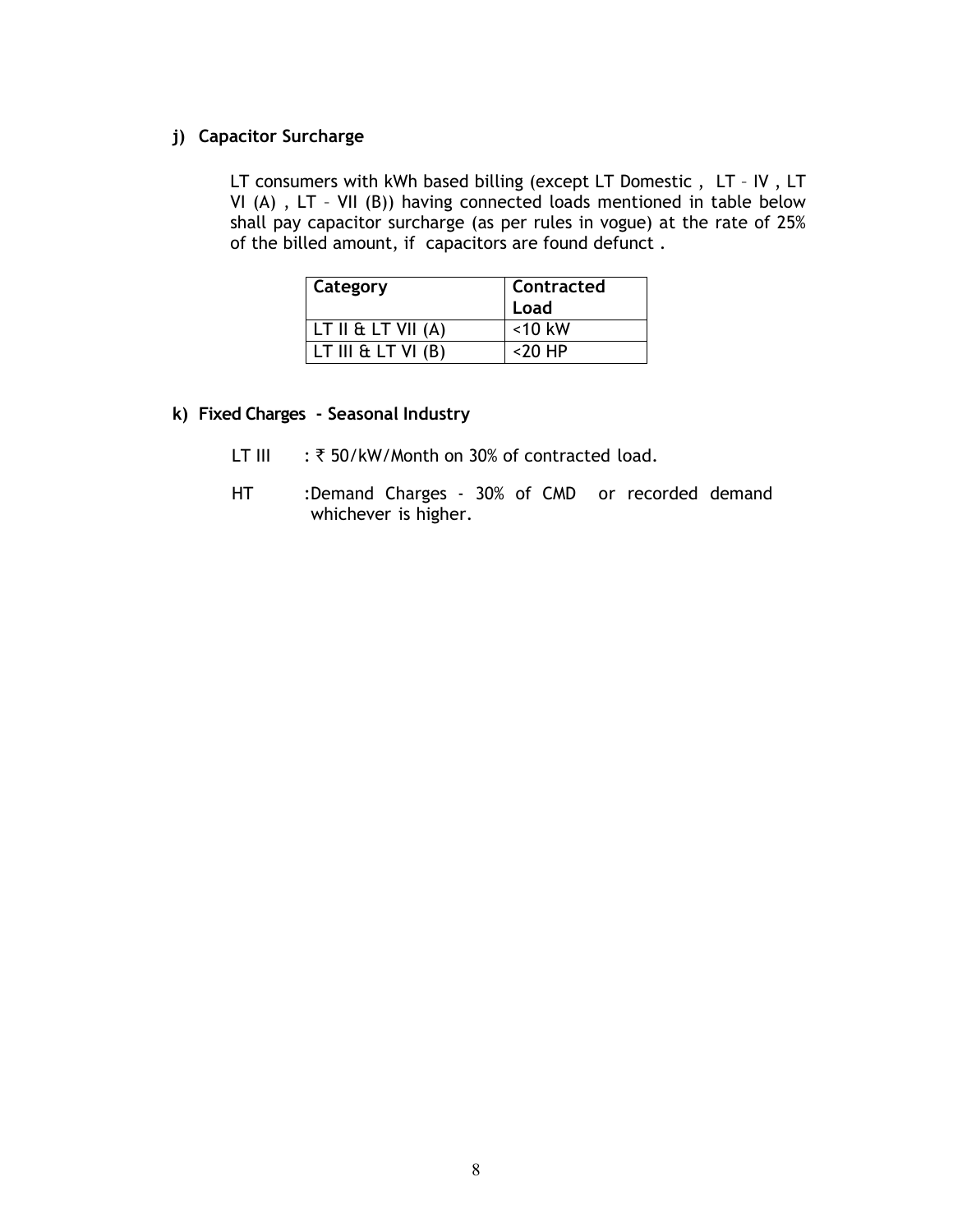### j) Capacitor Surcharge

LT consumers with kWh based billing (except LT Domestic , LT – IV , LT VI (A) , LT – VII (B)) having connected loads mentioned in table below shall pay capacitor surcharge (as per rules in vogue) at the rate of 25% of the billed amount, if capacitors are found defunct .

| Category | Contracted Load |
|---|---|
| LT II & LT VII (A) | <10 kW |
| LT III & LT VI (B) | <20 HP |

### k) Fixed Charges - Seasonal Industry

LT III : ₹ 50/kW/Month on 30% of contracted load.

HT :Demand Charges - 30% of CMD or recorded demand whichever is higher.